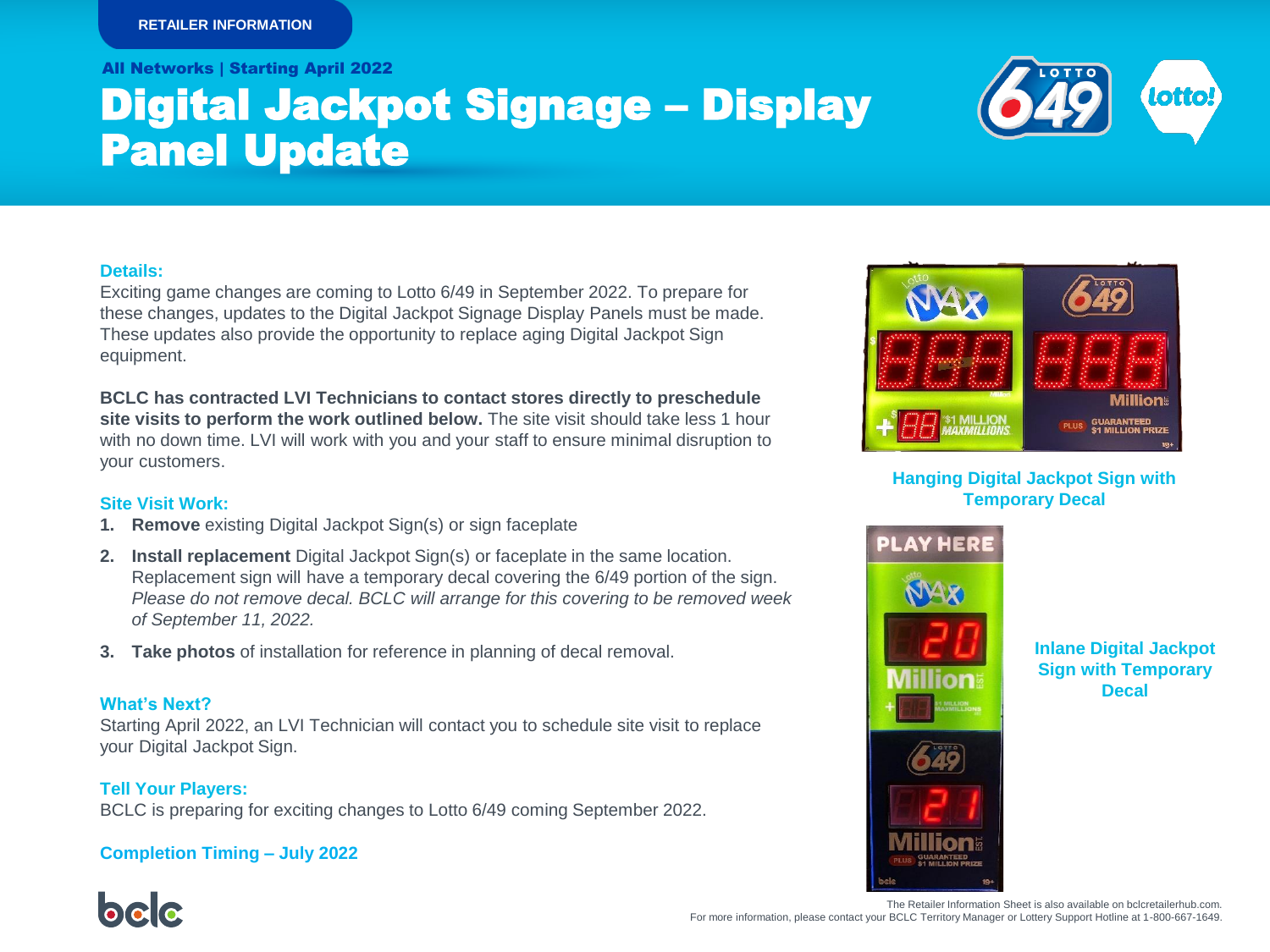RETAILER INFORMATION

**All Networks | Starting April 2022**

# Digital Jackpot Signage – Display Panel Update

## Details:

Exciting game changes are coming to Lotto 6/49 in September 2022. To prepare for these changes, updates to the Digital Jackpot Signage Display Panels must be made. These updates also provide the opportunity to replace aging Digital Jackpot Sign equipment.

**BCLC has contracted LVI Technicians to contact stores directly to preschedule site visits to perform the work outlined below.** The site visit should take less 1 hour with no down time. LVI will work with you and your staff to ensure minimal disruption to your customers.

## Site Visit Work:

1. **Remove** existing Digital Jackpot Sign(s) or sign faceplate
2. **Install replacement** Digital Jackpot Sign(s) or faceplate in the same location. Replacement sign will have a temporary decal covering the 6/49 portion of the sign. *Please do not remove decal. BCLC will arrange for this covering to be removed week of September 11, 2022.*
3. **Take photos** of installation for reference in planning of decal removal.

## What's Next?

Starting April 2022, an LVI Technician will contact you to schedule site visit to replace your Digital Jackpot Sign.

## Tell Your Players:

BCLC is preparing for exciting changes to Lotto 6/49 coming September 2022.

## Completion Timing – July 2022

**Hanging Digital Jackpot Sign with Temporary Decal**

**Inlane Digital Jackpot Sign with Temporary Decal**

The Retailer Information Sheet is also available on bclcretailerhub.com.
For more information, please contact your BCLC Territory Manager or Lottery Support Hotline at 1-800-667-1649.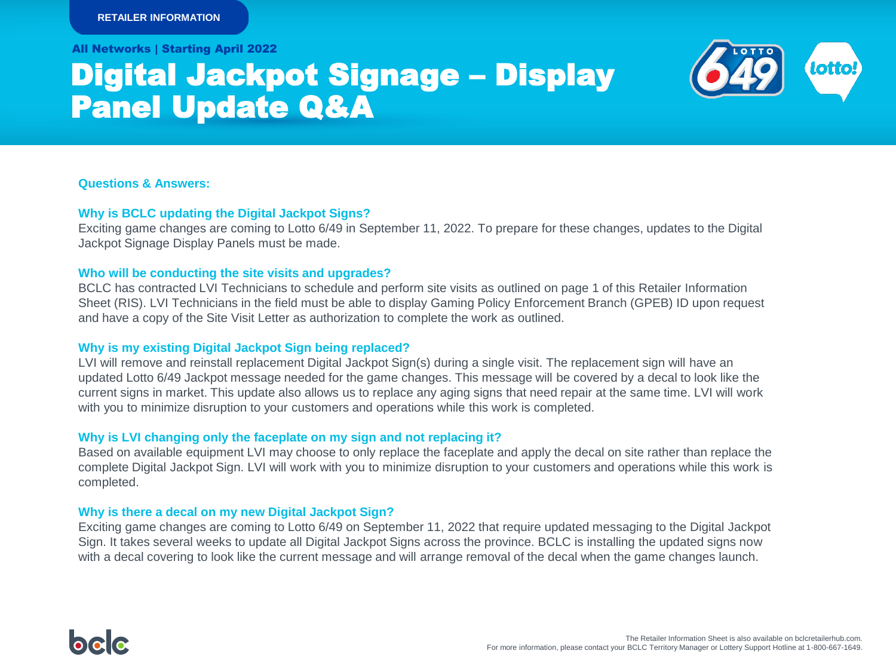RETAILER INFORMATION

All Networks | Starting April 2022

# Digital Jackpot Signage – Display Panel Update Q&A

**Questions & Answers:**

**Why is BCLC updating the Digital Jackpot Signs?**

Exciting game changes are coming to Lotto 6/49 in September 11, 2022. To prepare for these changes, updates to the Digital Jackpot Signage Display Panels must be made.

**Who will be conducting the site visits and upgrades?**

BCLC has contracted LVI Technicians to schedule and perform site visits as outlined on page 1 of this Retailer Information Sheet (RIS). LVI Technicians in the field must be able to display Gaming Policy Enforcement Branch (GPEB) ID upon request and have a copy of the Site Visit Letter as authorization to complete the work as outlined.

**Why is my existing Digital Jackpot Sign being replaced?**

LVI will remove and reinstall replacement Digital Jackpot Sign(s) during a single visit. The replacement sign will have an updated Lotto 6/49 Jackpot message needed for the game changes. This message will be covered by a decal to look like the current signs in market. This update also allows us to replace any aging signs that need repair at the same time. LVI will work with you to minimize disruption to your customers and operations while this work is completed.

**Why is LVI changing only the faceplate on my sign and not replacing it?**

Based on available equipment LVI may choose to only replace the faceplate and apply the decal on site rather than replace the complete Digital Jackpot Sign. LVI will work with you to minimize disruption to your customers and operations while this work is completed.

**Why is there a decal on my new Digital Jackpot Sign?**

Exciting game changes are coming to Lotto 6/49 on September 11, 2022 that require updated messaging to the Digital Jackpot Sign. It takes several weeks to update all Digital Jackpot Signs across the province. BCLC is installing the updated signs now with a decal covering to look like the current message and will arrange removal of the decal when the game changes launch.

The Retailer Information Sheet is also available on bclcretailerhub.com.
For more information, please contact your BCLC Territory Manager or Lottery Support Hotline at 1-800-667-1649.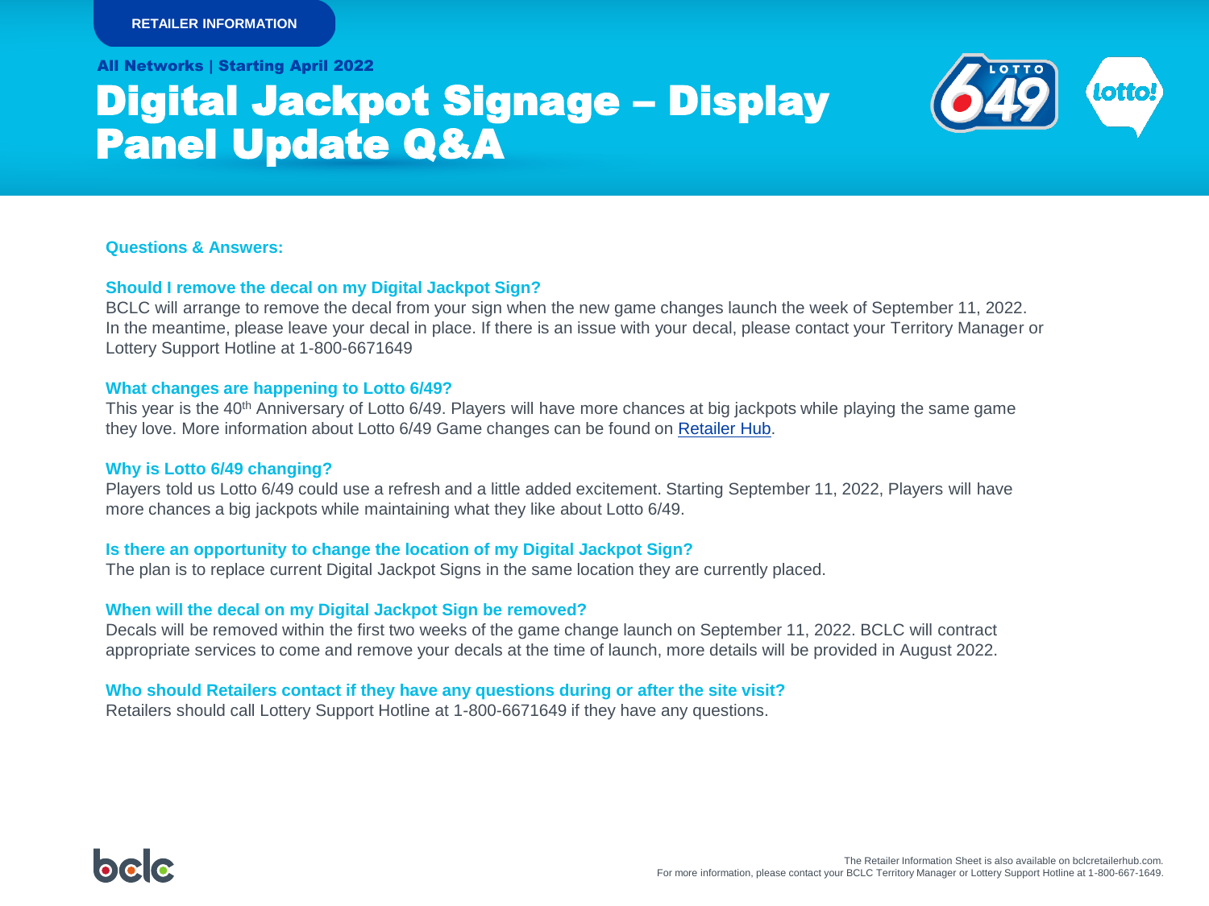RETAILER INFORMATION

All Networks | Starting April 2022

# Digital Jackpot Signage – Display Panel Update Q&A

## Questions & Answers:

### Should I remove the decal on my Digital Jackpot Sign?

BCLC will arrange to remove the decal from your sign when the new game changes launch the week of September 11, 2022. In the meantime, please leave your decal in place. If there is an issue with your decal, please contact your Territory Manager or Lottery Support Hotline at 1-800-6671649

### What changes are happening to Lotto 6/49?

This year is the 40th Anniversary of Lotto 6/49. Players will have more chances at big jackpots while playing the same game they love. More information about Lotto 6/49 Game changes can be found on Retailer Hub.

### Why is Lotto 6/49 changing?

Players told us Lotto 6/49 could use a refresh and a little added excitement. Starting September 11, 2022, Players will have more chances a big jackpots while maintaining what they like about Lotto 6/49.

### Is there an opportunity to change the location of my Digital Jackpot Sign?

The plan is to replace current Digital Jackpot Signs in the same location they are currently placed.

### When will the decal on my Digital Jackpot Sign be removed?

Decals will be removed within the first two weeks of the game change launch on September 11, 2022. BCLC will contract appropriate services to come and remove your decals at the time of launch, more details will be provided in August 2022.

### Who should Retailers contact if they have any questions during or after the site visit?

Retailers should call Lottery Support Hotline at 1-800-6671649 if they have any questions.

The Retailer Information Sheet is also available on bclcretailerhub.com.
For more information, please contact your BCLC Territory Manager or Lottery Support Hotline at 1-800-667-1649.